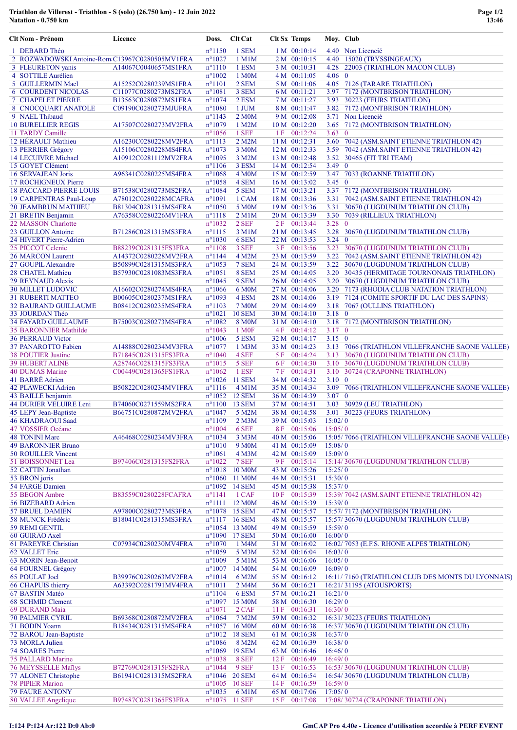**Triathlon de Villerest - Triathlon - S (solo) (26.750 km) - 12 Juin 2022**
**Natation - 0.750 km**

| Clt | Nom - Prénom | Licence | Doss. | Clt Cat | Clt Sx | Temps | Moy. | Club |
|---|---|---|---|---|---|---|---|---|
| 1 | DEBARD Théo | | n°1150 | 1 SEM | 1 M | 00:10:14 | 4.40 | Non Licencié |
| 2 | ROZWADOWSKI Antoine-Rom | C13967C0280505MV1FRA | n°1027 | 1 M1M | 2 M | 00:10:15 | 4.40 | 15020 (TRYSSINGEAUX) |
| 3 | FLEURETON yanis | A14067C0040657MS1FRA | n°1110 | 1 ESM | 3 M | 00:10:31 | 4.28 | 22003 (TRIATHLON MACON CLUB) |
| 4 | SOTTILE Aurélien | | n°1002 | 1 M0M | 4 M | 00:11:05 | 4.06 | 0 |
| 5 | GUILLERMIN Mael | A15252C0280239MS1FRA | n°1101 | 2 SEM | 5 M | 00:11:06 | 4.05 | 7126 (TARARE TRIATHLON) |
| 6 | COURDENT NICOLAS | C11077C0280273MS2FRA | n°1081 | 3 SEM | 6 M | 00:11:21 | 3.97 | 7172 (MONTBRISON TRIATHLON) |
| 7 | CHAPELET PIERRE | B13563C0280872MS1FRA | n°1074 | 2 ESM | 7 M | 00:11:27 | 3.93 | 30223 (FEURS TRIATHLON) |
| 8 | CNOCQUART ANATOLE | C09190C0280273MJUFRA | n°1080 | 1 JUM | 8 M | 00:11:47 | 3.82 | 7172 (MONTBRISON TRIATHLON) |
| 9 | NAEL Thibaud | | n°1143 | 2 M0M | 9 M | 00:12:08 | 3.71 | Non Licencié |
| 10 | BURELLIER REGIS | A17507C0280273MV2FRA | n°1079 | 1 M2M | 10 M | 00:12:20 | 3.65 | 7172 (MONTBRISON TRIATHLON) |
| 11 | TARDY Camille | | n°1056 | 1 SEF | 1 F | 00:12:24 | 3.63 | 0 |
| 12 | HÉRAULT Mathieu | A16230C0280228MV2FRA | n°1113 | 2 M2M | 11 M | 00:12:31 | 3.60 | 7042 (ASM.SAINT ETIENNE TRIATHLON 42) |
| 13 | PERRIER Grégory | A15106C0280228MS4FRA | n°1073 | 3 M0M | 12 M | 00:12:33 | 3.59 | 7042 (ASM.SAINT ETIENNE TRIATHLON 42) |
| 14 | LECUIVRE Michael | A10912C0281112MV2FRA | n°1095 | 3 M2M | 13 M | 00:12:48 | 3.52 | 30465 (FIT TRI TEAM) |
| 15 | GOYET Clément | | n°1106 | 3 ESM | 14 M | 00:12:54 | 3.49 | 0 |
| 16 | SERVAJEAN Joris | A96341C0280225MS4FRA | n°1068 | 4 M0M | 15 M | 00:12:59 | 3.47 | 7033 (ROANNE TRIATHLON) |
| 17 | ROCHIGNEUX Pierre | | n°1058 | 4 SEM | 16 M | 00:13:02 | 3.45 | 0 |
| 18 | PACCARD PIERRE LOUIS | B71538C0280273MS2FRA | n°1084 | 5 SEM | 17 M | 00:13:21 | 3.37 | 7172 (MONTBRISON TRIATHLON) |
| 19 | CARPENTRAS Paul-Loup | A78012C0280228MCAFRA | n°1091 | 1 CAM | 18 M | 00:13:36 | 3.31 | 7042 (ASM.SAINT ETIENNE TRIATHLON 42) |
| 20 | JEAMBRUN MATHIEU | B81304C0281315MS4FRA | n°1050 | 5 M0M | 19 M | 00:13:36 | 3.31 | 30670 (LUGDUNUM TRIATHLON CLUB) |
| 21 | BRETIN Benjamin | A76358C0280226MV1FRA | n°1118 | 2 M1M | 20 M | 00:13:39 | 3.30 | 7039 (RILLIEUX TRIATHLON) |
| 22 | MASSON Charlotte | | n°1032 | 2 SEF | 2 F | 00:13:44 | 3.28 | 0 |
| 23 | GUILLON Antoine | B71286C0281315MS3FRA | n°1115 | 3 M1M | 21 M | 00:13:45 | 3.28 | 30670 (LUGDUNUM TRIATHLON CLUB) |
| 24 | HIVERT Pierre-Adrien | | n°1030 | 6 SEM | 22 M | 00:13:53 | 3.24 | 0 |
| 25 | PICCOT Celenie | B88239C0281315FS3FRA | n°1108 | 3 SEF | 3 F | 00:13:56 | 3.23 | 30670 (LUGDUNUM TRIATHLON CLUB) |
| 26 | MARCON Laurent | A14372C0280228MV2FRA | n°1144 | 4 M2M | 23 M | 00:13:59 | 3.22 | 7042 (ASM.SAINT ETIENNE TRIATHLON 42) |
| 27 | GOUPIL Alexandre | B50899C0281315MS3FRA | n°1053 | 7 SEM | 24 M | 00:13:59 | 3.22 | 30670 (LUGDUNUM TRIATHLON CLUB) |
| 28 | CHATEL Mathieu | B57930C0281083MS3FRA | n°1051 | 8 SEM | 25 M | 00:14:05 | 3.20 | 30435 (HERMITAGE TOURNONAIS TRIATHLON) |
| 29 | REYNAUD Alexis | | n°1045 | 9 SEM | 26 M | 00:14:05 | 3.20 | 30670 (LUGDUNUM TRIATHLON CLUB) |
| 30 | MILLET LUDOVIC | A16602C0280274MS4FRA | n°1066 | 6 M0M | 27 M | 00:14:06 | 3.20 | 7173 (RHODIA CLUB NATATION TRIATHLON) |
| 31 | RUBERTI MATTEO | B00605C0280237MS1FRA | n°1093 | 4 ESM | 28 M | 00:14:06 | 3.19 | 7124 (COMITE SPORTIF DU LAC DES SAPINS) |
| 32 | BAURAND GUILLAUME | B08412C0280235MS4FRA | n°1103 | 7 M0M | 29 M | 00:14:09 | 3.18 | 7067 (OULLINS TRIATHLON) |
| 33 | JOURDAN Théo | | n°1021 | 10 SEM | 30 M | 00:14:10 | 3.18 | 0 |
| 34 | FAYARD GUILLAUME | B75003C0280273MS4FRA | n°1082 | 8 M0M | 31 M | 00:14:10 | 3.18 | 7172 (MONTBRISON TRIATHLON) |
| 35 | BARONNIER Mathilde | | n°1043 | 1 M0F | 4 F | 00:14:12 | 3.17 | 0 |
| 36 | PERRAUD Victor | | n°1006 | 5 ESM | 32 M | 00:14:17 | 3.15 | 0 |
| 37 | PANAROTTO Fabien | A14888C0280234MV3FRA | n°1077 | 1 M3M | 33 M | 00:14:23 | 3.13 | 7066 (TRIATHLON VILLEFRANCHE SAONE VALLEE) |
| 38 | POUTIER Justine | B71845C0281315FS3FRA | n°1040 | 4 SEF | 5 F | 00:14:24 | 3.13 | 30670 (LUGDUNUM TRIATHLON CLUB) |
| 39 | HUBERT ALINE | A28746C0281315FS3FRA | n°1015 | 5 SEF | 6 F | 00:14:30 | 3.10 | 30670 (LUGDUNUM TRIATHLON CLUB) |
| 40 | DUMAS Marine | C00449C0281365FS1FRA | n°1062 | 1 ESF | 7 F | 00:14:31 | 3.10 | 30724 (CRAPONNE TRIATHLON) |
| 41 | BARRÉ Adrien | | n°1026 | 11 SEM | 34 M | 00:14:32 | 3.10 | 0 |
| 42 | PLAWECKI Adrien | B50822C0280234MV1FRA | n°1116 | 4 M1M | 35 M | 00:14:34 | 3.09 | 7066 (TRIATHLON VILLEFRANCHE SAONE VALLEE) |
| 43 | BAILLE benjamin | | n°1052 | 12 SEM | 36 M | 00:14:39 | 3.07 | 0 |
| 44 | DURIER VELUIRE Leni | B74060C0271559MS2FRA | n°1100 | 13 SEM | 37 M | 00:14:51 | 3.03 | 30929 (LEU TRIATHLON) |
| 45 | LEPY Jean-Baptiste | B66751C0280872MV2FRA | n°1047 | 5 M2M | 38 M | 00:14:58 | 3.01 | 30223 (FEURS TRIATHLON) |
| 46 | KHADRAOUI Saad | | n°1109 | 2 M3M | 39 M | 00:15:03 | 15:02/ | 0 |
| 47 | VOSSIER Océane | | n°1004 | 6 SEF | 8 F | 00:15:06 | 15:05/ | 0 |
| 48 | TONINI Marc | A46468C0280234MV3FRA | n°1034 | 3 M3M | 40 M | 00:15:06 | 15:05/ | 7066 (TRIATHLON VILLEFRANCHE SAONE VALLEE) |
| 49 | BARONNIER Bruno | | n°1010 | 9 M0M | 41 M | 00:15:09 | 15:08/ | 0 |
| 50 | ROUILLER Vincent | | n°1061 | 4 M3M | 42 M | 00:15:09 | 15:09/ | 0 |
| 51 | BOISSONNET Lea | B97406C0281315FS2FRA | n°1022 | 7 SEF | 9 F | 00:15:14 | 15:14/ | 30670 (LUGDUNUM TRIATHLON CLUB) |
| 52 | CATTIN Jonathan | | n°1018 | 10 M0M | 43 M | 00:15:26 | 15:25/ | 0 |
| 53 | BRON joris | | n°1060 | 11 M0M | 44 M | 00:15:31 | 15:30/ | 0 |
| 54 | FARGE Damien | | n°1092 | 14 SEM | 45 M | 00:15:38 | 15:37/ | 0 |
| 55 | BEGON Ambre | B83559C0280228FCAFRA | n°1141 | 1 CAF | 10 F | 00:15:39 | 15:39/ | 7042 (ASM.SAINT ETIENNE TRIATHLON 42) |
| 56 | BIZEBARD Adrien | | n°1111 | 12 M0M | 46 M | 00:15:39 | 15:39/ | 0 |
| 57 | BRUEL DAMIEN | A97800C0280273MS3FRA | n°1078 | 15 SEM | 47 M | 00:15:57 | 15:57/ | 7172 (MONTBRISON TRIATHLON) |
| 58 | MUNCK Frédéric | B18041C0281315MS3FRA | n°1117 | 16 SEM | 48 M | 00:15:57 | 15:57/ | 30670 (LUGDUNUM TRIATHLON CLUB) |
| 59 | REMI GENTIL | | n°1054 | 13 M0M | 49 M | 00:15:59 | 15:59/ | 0 |
| 60 | GUIRAO Axel | | n°1090 | 17 SEM | 50 M | 00:16:00 | 16:00/ | 0 |
| 61 | PAREYRE Christian | C07934C0280230MV4FRA | n°1070 | 1 M4M | 51 M | 00:16:02 | 16:02/ | 7053 (E.F.S. RHONE ALPES TRIATHLON) |
| 62 | VALLET Eric | | n°1059 | 5 M3M | 52 M | 00:16:04 | 16:03/ | 0 |
| 63 | MORIN Jean-Benoit | | n°1009 | 5 M1M | 53 M | 00:16:06 | 16:05/ | 0 |
| 64 | FOURNEL Grégory | | n°1007 | 14 M0M | 54 M | 00:16:09 | 16:09/ | 0 |
| 65 | POULAT Joel | B39976C0280263MV2FRA | n°1014 | 6 M2M | 55 M | 00:16:12 | 16:11/ | 7160 (TRIATHLON CLUB DES MONTS DU LYONNAIS) |
| 66 | CHAPUIS thierry | A63392C0281791MV4FRA | n°1011 | 2 M4M | 56 M | 00:16:21 | 16:21/ | 31195 (ATOUSPORTS) |
| 67 | BASTIN Matéo | | n°1104 | 6 ESM | 57 M | 00:16:21 | 16:21/ | 0 |
| 68 | SCHMID Clement | | n°1097 | 15 M0M | 58 M | 00:16:30 | 16:29/ | 0 |
| 69 | DURAND Maia | | n°1071 | 2 CAF | 11 F | 00:16:31 | 16:30/ | 0 |
| 70 | PALMIER CYRIL | B69368C0280872MV2FRA | n°1064 | 7 M2M | 59 M | 00:16:32 | 16:31/ | 30223 (FEURS TRIATHLON) |
| 71 | BODIN Yoann | B18434C0281315MS4FRA | n°1057 | 16 M0M | 60 M | 00:16:38 | 16:37/ | 30670 (LUGDUNUM TRIATHLON CLUB) |
| 72 | BAROU Jean-Baptiste | | n°1012 | 18 SEM | 61 M | 00:16:38 | 16:37/ | 0 |
| 73 | MORLA Julien | | n°1086 | 8 M2M | 62 M | 00:16:39 | 16:38/ | 0 |
| 74 | SOARES Pierre | | n°1069 | 19 SEM | 63 M | 00:16:46 | 16:46/ | 0 |
| 75 | PALLARD Marine | | n°1038 | 8 SEF | 12 F | 00:16:49 | 16:49/ | 0 |
| 76 | MEYSSELLE Maïlys | B72769C0281315FS2FRA | n°1044 | 9 SEF | 13 F | 00:16:53 | 16:53/ | 30670 (LUGDUNUM TRIATHLON CLUB) |
| 77 | ALONET Christophe | B61941C0281315MS2FRA | n°1046 | 20 SEM | 64 M | 00:16:54 | 16:54/ | 30670 (LUGDUNUM TRIATHLON CLUB) |
| 78 | PIPIER Marion | | n°1005 | 10 SEF | 14 F | 00:16:59 | 16:59/ | 0 |
| 79 | FAURE ANTONY | | n°1035 | 6 M1M | 65 M | 00:17:06 | 17:05/ | 0 |
| 80 | VALLEE Angelique | B97487C0281365FS3FRA | n°1075 | 11 SEF | 15 F | 00:17:08 | 17:08/ | 30724 (CRAPONNE TRIATHLON) |

I:124 P:124 Ar:122 D:0 Ab:0

GmCAP Pro 4.40e - Licence d'utilisation accordée à PERF EVENT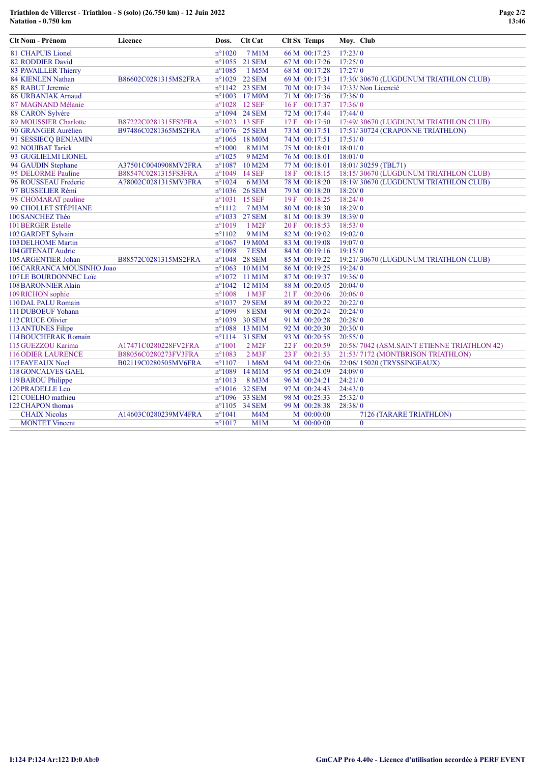**Triathlon de Villerest - Triathlon - S (solo) (26.750 km) - 12 Juin 2022**
**Natation - 0.750 km**

| Clt | Nom - Prénom | Licence | Doss. | Clt Cat | Clt Sx | Temps | Moy. | Club |
|---|---|---|---|---|---|---|---|---|
| 81 | CHAPUIS Lionel | | n°1020 | 7 M1M | 66 M | 00:17:23 | 17:23/ | 0 |
| 82 | RODDIER David | | n°1055 | 21 SEM | 67 M | 00:17:26 | 17:25/ | 0 |
| 83 | PAVAILLER Thierry | | n°1085 | 1 M5M | 68 M | 00:17:28 | 17:27/ | 0 |
| 84 | KIENLEN Nathan | B86602C0281315MS2FRA | n°1029 | 22 SEM | 69 M | 00:17:31 | 17:30/ | 30670 (LUGDUNUM TRIATHLON CLUB) |
| 85 | RABUT Jeremie | | n°1142 | 23 SEM | 70 M | 00:17:34 | 17:33/ | Non Licencié |
| 86 | URBANIAK Arnaud | | n°1003 | 17 M0M | 71 M | 00:17:36 | 17:36/ | 0 |
| 87 | MAGNAND Mélanie | | n°1028 | 12 SEF | 16 F | 00:17:37 | 17:36/ | 0 |
| 88 | CARON Sylvère | | n°1094 | 24 SEM | 72 M | 00:17:44 | 17:44/ | 0 |
| 89 | MOUSSIER Charlotte | B87222C0281315FS2FRA | n°1023 | 13 SEF | 17 F | 00:17:50 | 17:49/ | 30670 (LUGDUNUM TRIATHLON CLUB) |
| 90 | GRANGER Aurélien | B97486C0281365MS2FRA | n°1076 | 25 SEM | 73 M | 00:17:51 | 17:51/ | 30724 (CRAPONNE TRIATHLON) |
| 91 | SESSIECQ BENJAMIN | | n°1065 | 18 M0M | 74 M | 00:17:51 | 17:51/ | 0 |
| 92 | NOUIBAT Tarick | | n°1000 | 8 M1M | 75 M | 00:18:01 | 18:01/ | 0 |
| 93 | GUGLIELMI LIONEL | | n°1025 | 9 M2M | 76 M | 00:18:01 | 18:01/ | 0 |
| 94 | GAUDIN Stephane | A37501C0040908MV2FRA | n°1087 | 10 M2M | 77 M | 00:18:01 | 18:01/ | 30259 (TBL71) |
| 95 | DELORME Pauline | B88547C0281315FS3FRA | n°1049 | 14 SEF | 18 F | 00:18:15 | 18:15/ | 30670 (LUGDUNUM TRIATHLON CLUB) |
| 96 | ROUSSEAU Frederic | A78002C0281315MV3FRA | n°1024 | 6 M3M | 78 M | 00:18:20 | 18:19/ | 30670 (LUGDUNUM TRIATHLON CLUB) |
| 97 | BUSSELIER Rémi | | n°1036 | 26 SEM | 79 M | 00:18:20 | 18:20/ | 0 |
| 98 | CHOMARAT pauline | | n°1031 | 15 SEF | 19 F | 00:18:25 | 18:24/ | 0 |
| 99 | CHOLLET STÉPHANE | | n°1112 | 7 M3M | 80 M | 00:18:30 | 18:29/ | 0 |
| 100 | SANCHEZ Théo | | n°1033 | 27 SEM | 81 M | 00:18:39 | 18:39/ | 0 |
| 101 | BERGER Estelle | | n°1019 | 1 M2F | 20 F | 00:18:53 | 18:53/ | 0 |
| 102 | GARDET Sylvain | | n°1102 | 9 M1M | 82 M | 00:19:02 | 19:02/ | 0 |
| 103 | DELHOME Martin | | n°1067 | 19 M0M | 83 M | 00:19:08 | 19:07/ | 0 |
| 104 | GITENAIT Audric | | n°1098 | 7 ESM | 84 M | 00:19:16 | 19:15/ | 0 |
| 105 | ARGENTIER Johan | B88572C0281315MS2FRA | n°1048 | 28 SEM | 85 M | 00:19:22 | 19:21/ | 30670 (LUGDUNUM TRIATHLON CLUB) |
| 106 | CARRANCA MOUSINHO Joao | | n°1063 | 10 M1M | 86 M | 00:19:25 | 19:24/ | 0 |
| 107 | LE BOURDONNEC Loïc | | n°1072 | 11 M1M | 87 M | 00:19:37 | 19:36/ | 0 |
| 108 | BARONNIER Alain | | n°1042 | 12 M1M | 88 M | 00:20:05 | 20:04/ | 0 |
| 109 | RICHON sophie | | n°1008 | 1 M3F | 21 F | 00:20:06 | 20:06/ | 0 |
| 110 | DAL PALU Romain | | n°1037 | 29 SEM | 89 M | 00:20:22 | 20:22/ | 0 |
| 111 | DUBOEUF Yohann | | n°1099 | 8 ESM | 90 M | 00:20:24 | 20:24/ | 0 |
| 112 | CRUCE Olivier | | n°1039 | 30 SEM | 91 M | 00:20:28 | 20:28/ | 0 |
| 113 | ANTUNES Filipe | | n°1088 | 13 M1M | 92 M | 00:20:30 | 20:30/ | 0 |
| 114 | BOUCHERAK Romain | | n°1114 | 31 SEM | 93 M | 00:20:55 | 20:55/ | 0 |
| 115 | GUEZZOU Karima | A17471C0280228FV2FRA | n°1001 | 2 M2F | 22 F | 00:20:59 | 20:58/ | 7042 (ASM.SAINT ETIENNE TRIATHLON 42) |
| 116 | ODIER LAURENCE | B88056C0280273FV3FRA | n°1083 | 2 M3F | 23 F | 00:21:53 | 21:53/ | 7172 (MONTBRISON TRIATHLON) |
| 117 | FAYEAUX Noel | B02119C0280505MV6FRA | n°1107 | 1 M6M | 94 M | 00:22:06 | 22:06/ | 15020 (TRYSSINGEAUX) |
| 118 | GONCALVES GAEL | | n°1089 | 14 M1M | 95 M | 00:24:09 | 24:09/ | 0 |
| 119 | BAROU Philippe | | n°1013 | 8 M3M | 96 M | 00:24:21 | 24:21/ | 0 |
| 120 | PRADELLE Leo | | n°1016 | 32 SEM | 97 M | 00:24:43 | 24:43/ | 0 |
| 121 | COELHO mathieu | | n°1096 | 33 SEM | 98 M | 00:25:33 | 25:32/ | 0 |
| 122 | CHAPON thomas | | n°1105 | 34 SEM | 99 M | 00:28:38 | 28:38/ | 0 |
| | CHAIX Nicolas | A14603C0280239MV4FRA | n°1041 | M4M | M | 00:00:00 | | 7126 (TARARE TRIATHLON) |
| | MONTET Vincent | | n°1017 | M1M | M | 00:00:00 | | 0 |

I:124 P:124 Ar:122 D:0 Ab:0

GmCAP Pro 4.40e - Licence d'utilisation accordée à PERF EVENT